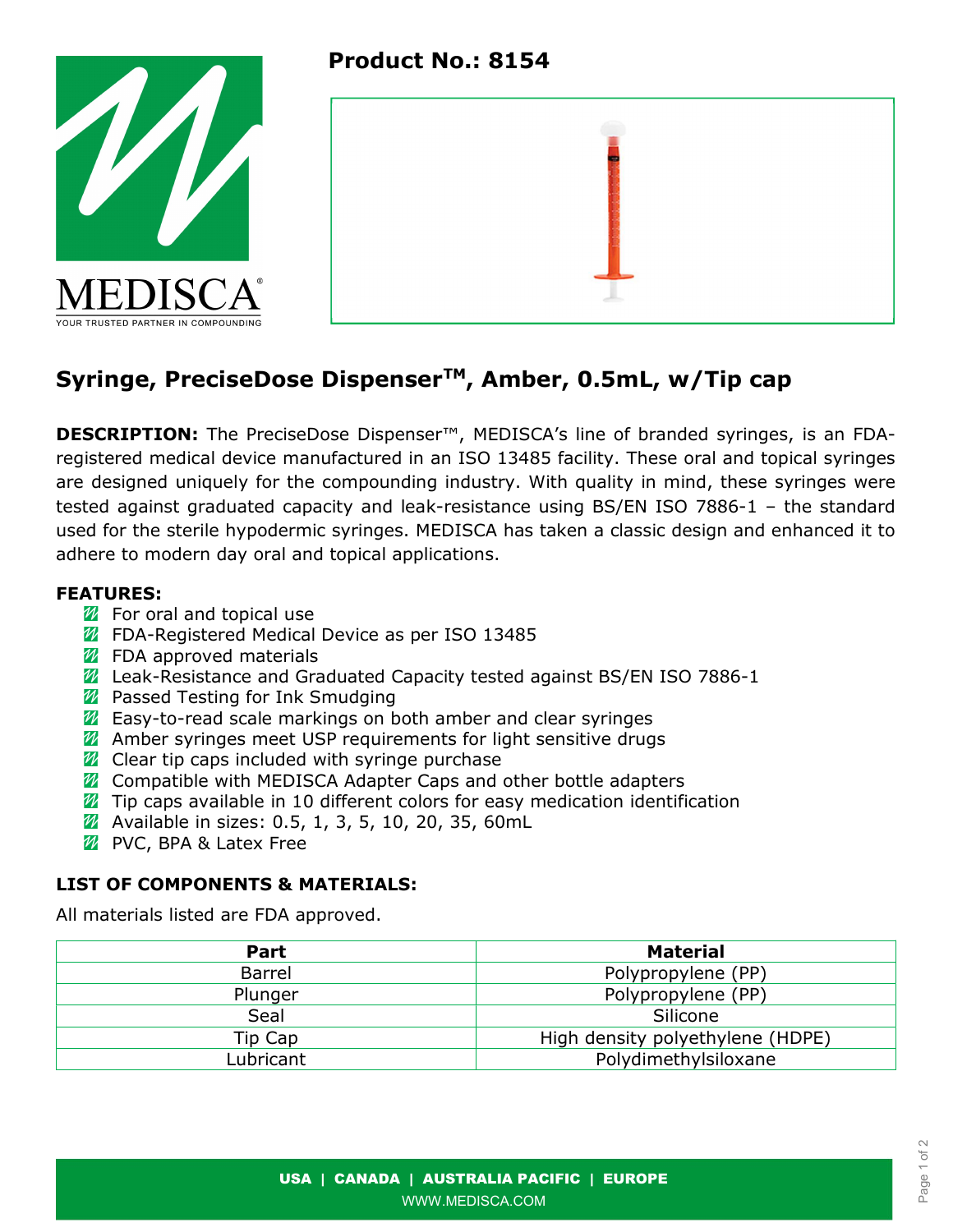**Product No.: 8154**

MEDISCA®
YOUR TRUSTED PARTNER IN COMPOUNDING

# Syringe, PreciseDose Dispenser™, Amber, 0.5mL, w/Tip cap

**DESCRIPTION:** The PreciseDose Dispenser™, MEDISCA's line of branded syringes, is an FDA-registered medical device manufactured in an ISO 13485 facility. These oral and topical syringes are designed uniquely for the compounding industry. With quality in mind, these syringes were tested against graduated capacity and leak-resistance using BS/EN ISO 7886-1 – the standard used for the sterile hypodermic syringes. MEDISCA has taken a classic design and enhanced it to adhere to modern day oral and topical applications.

**FEATURES:**

- For oral and topical use
- FDA-Registered Medical Device as per ISO 13485
- FDA approved materials
- Leak-Resistance and Graduated Capacity tested against BS/EN ISO 7886-1
- Passed Testing for Ink Smudging
- Easy-to-read scale markings on both amber and clear syringes
- Amber syringes meet USP requirements for light sensitive drugs
- Clear tip caps included with syringe purchase
- Compatible with MEDISCA Adapter Caps and other bottle adapters
- Tip caps available in 10 different colors for easy medication identification
- Available in sizes: 0.5, 1, 3, 5, 10, 20, 35, 60mL
- PVC, BPA & Latex Free

**LIST OF COMPONENTS & MATERIALS:**

All materials listed are FDA approved.

| Part | Material |
|---|---|
| Barrel | Polypropylene (PP) |
| Plunger | Polypropylene (PP) |
| Seal | Silicone |
| Tip Cap | High density polyethylene (HDPE) |
| Lubricant | Polydimethylsiloxane |

**USA | CANADA | AUSTRALIA PACIFIC | EUROPE**
WWW.MEDISCA.COM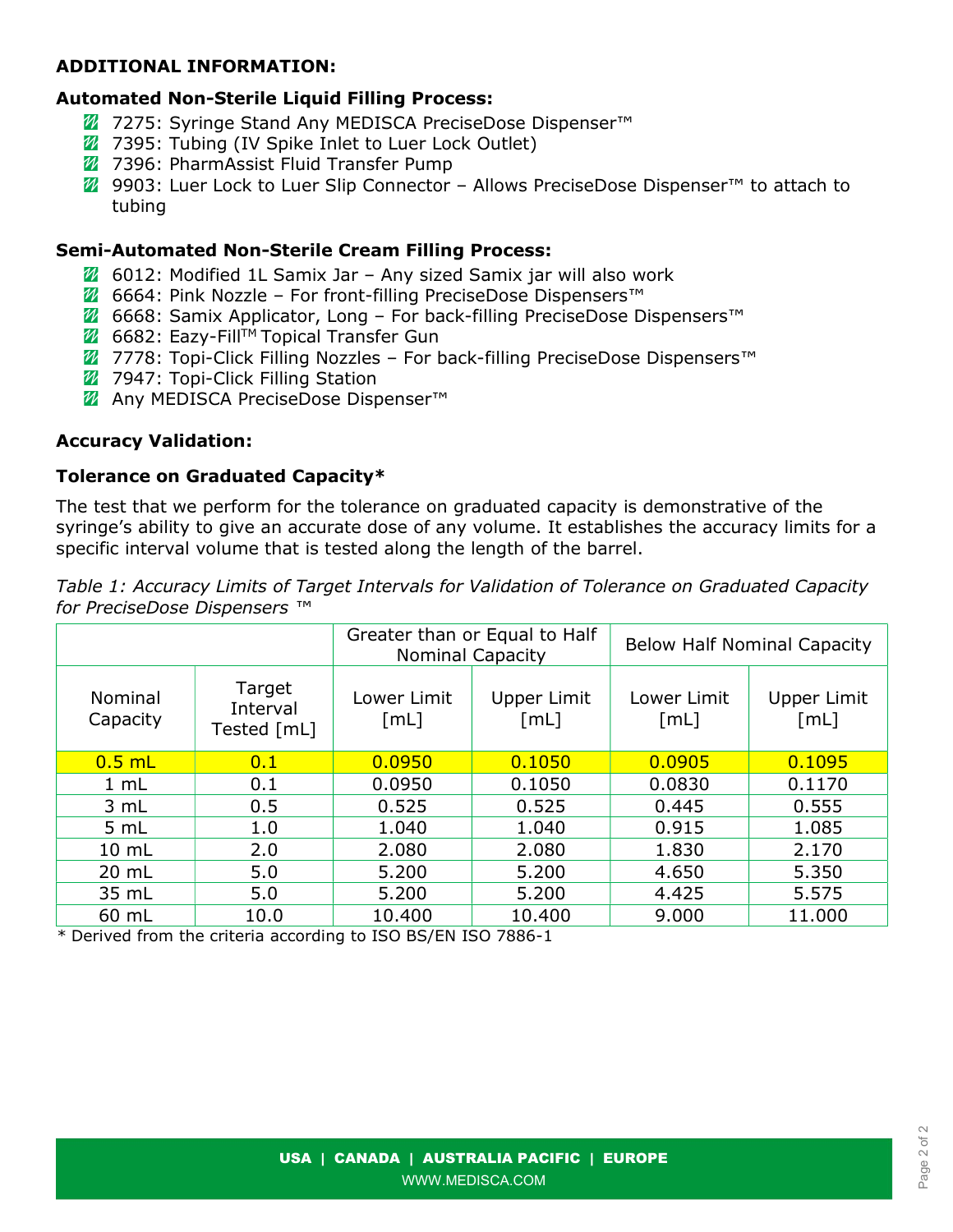**ADDITIONAL INFORMATION:**

**Automated Non-Sterile Liquid Filling Process:**

- 7275: Syringe Stand Any MEDISCA PreciseDose Dispenser™
- 7395: Tubing (IV Spike Inlet to Luer Lock Outlet)
- 7396: PharmAssist Fluid Transfer Pump
- 9903: Luer Lock to Luer Slip Connector – Allows PreciseDose Dispenser™ to attach to tubing

**Semi-Automated Non-Sterile Cream Filling Process:**

- 6012: Modified 1L Samix Jar – Any sized Samix jar will also work
- 6664: Pink Nozzle – For front-filling PreciseDose Dispensers™
- 6668: Samix Applicator, Long – For back-filling PreciseDose Dispensers™
- 6682: Eazy-Fill™ Topical Transfer Gun
- 7778: Topi-Click Filling Nozzles – For back-filling PreciseDose Dispensers™
- 7947: Topi-Click Filling Station
- Any MEDISCA PreciseDose Dispenser™

**Accuracy Validation:**

**Tolerance on Graduated Capacity***

The test that we perform for the tolerance on graduated capacity is demonstrative of the syringe's ability to give an accurate dose of any volume. It establishes the accuracy limits for a specific interval volume that is tested along the length of the barrel.

*Table 1: Accuracy Limits of Target Intervals for Validation of Tolerance on Graduated Capacity for PreciseDose Dispensers ™*

| | | Greater than or Equal to Half Nominal Capacity | | Below Half Nominal Capacity | |
|---|---|---|---|---|---|
| Nominal Capacity | Target Interval Tested [mL] | Lower Limit [mL] | Upper Limit [mL] | Lower Limit [mL] | Upper Limit [mL] |
| 0.5 mL | 0.1 | 0.0950 | 0.1050 | 0.0905 | 0.1095 |
| 1 mL | 0.1 | 0.0950 | 0.1050 | 0.0830 | 0.1170 |
| 3 mL | 0.5 | 0.525 | 0.525 | 0.445 | 0.555 |
| 5 mL | 1.0 | 1.040 | 1.040 | 0.915 | 1.085 |
| 10 mL | 2.0 | 2.080 | 2.080 | 1.830 | 2.170 |
| 20 mL | 5.0 | 5.200 | 5.200 | 4.650 | 5.350 |
| 35 mL | 5.0 | 5.200 | 5.200 | 4.425 | 5.575 |
| 60 mL | 10.0 | 10.400 | 10.400 | 9.000 | 11.000 |

\* Derived from the criteria according to ISO BS/EN ISO 7886-1

USA | CANADA | AUSTRALIA PACIFIC | EUROPE

WWW.MEDISCA.COM